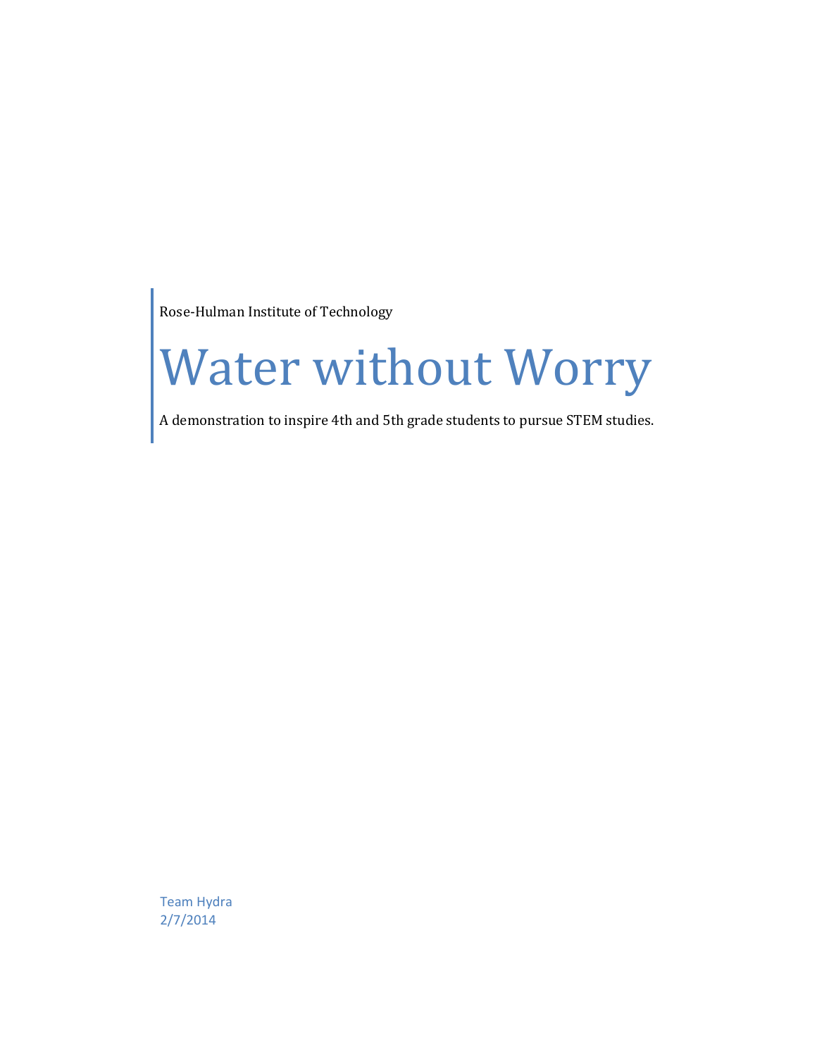Rose-Hulman Institute of Technology

# Water without Worry

A demonstration to inspire 4th and 5th grade students to pursue STEM studies.

Team Hydra
2/7/2014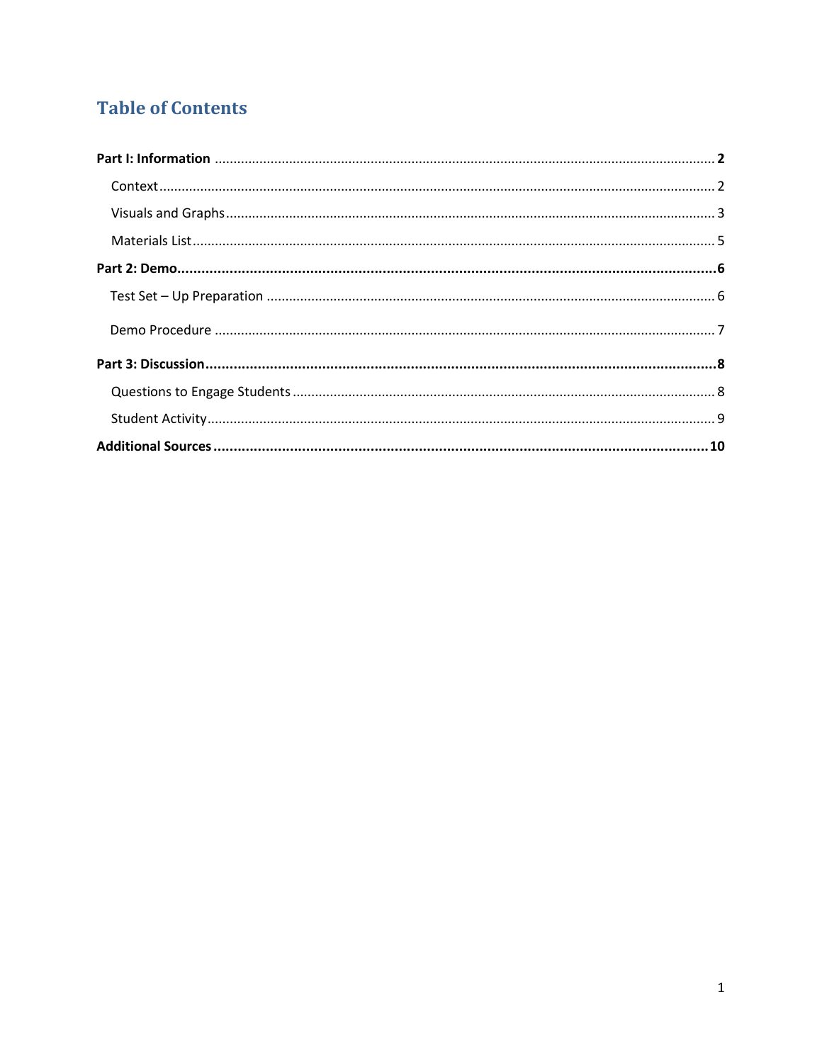## Table of Contents

**Part I: Information** .......... **2**

- Context .......... 2
- Visuals and Graphs .......... 3
- Materials List .......... 5

**Part 2: Demo** .......... **6**

- Test Set – Up Preparation .......... 6
- Demo Procedure .......... 7

**Part 3: Discussion** .......... **8**

- Questions to Engage Students .......... 8
- Student Activity .......... 9

**Additional Sources** .......... **10**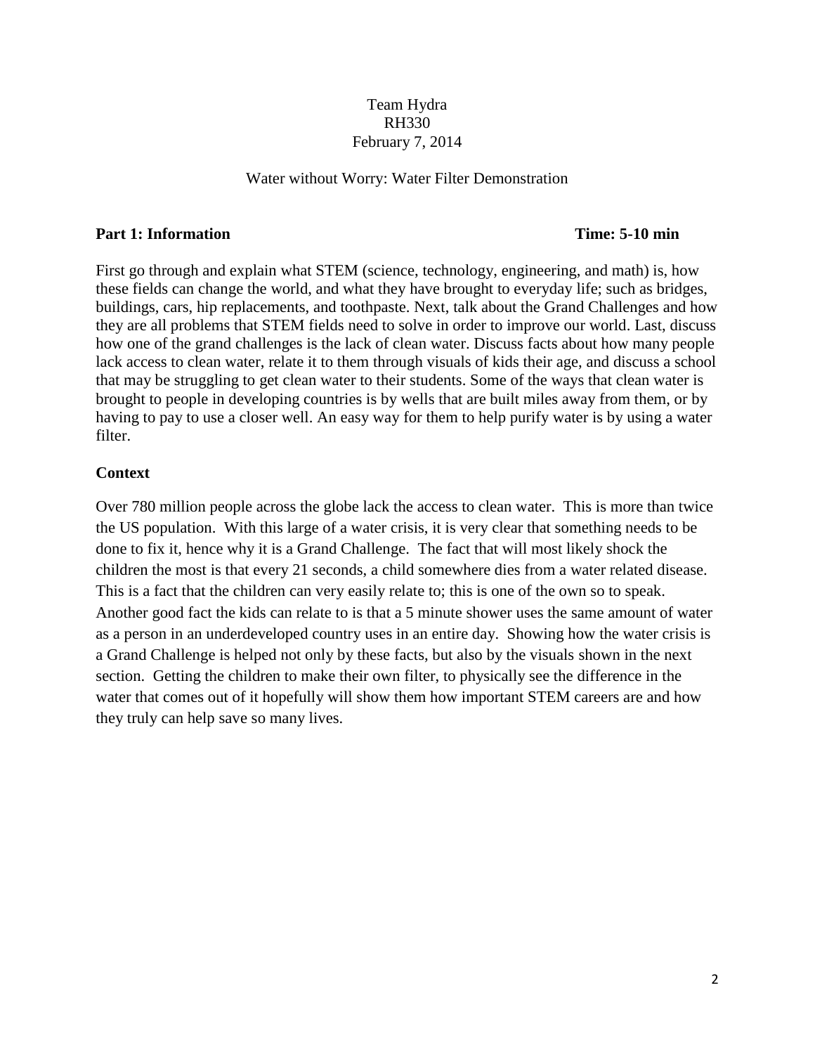Team Hydra
RH330
February 7, 2014

Water without Worry: Water Filter Demonstration

**Part 1: Information** **Time: 5-10 min**

First go through and explain what STEM (science, technology, engineering, and math) is, how these fields can change the world, and what they have brought to everyday life; such as bridges, buildings, cars, hip replacements, and toothpaste. Next, talk about the Grand Challenges and how they are all problems that STEM fields need to solve in order to improve our world. Last, discuss how one of the grand challenges is the lack of clean water. Discuss facts about how many people lack access to clean water, relate it to them through visuals of kids their age, and discuss a school that may be struggling to get clean water to their students. Some of the ways that clean water is brought to people in developing countries is by wells that are built miles away from them, or by having to pay to use a closer well. An easy way for them to help purify water is by using a water filter.

**Context**

Over 780 million people across the globe lack the access to clean water. This is more than twice the US population. With this large of a water crisis, it is very clear that something needs to be done to fix it, hence why it is a Grand Challenge. The fact that will most likely shock the children the most is that every 21 seconds, a child somewhere dies from a water related disease. This is a fact that the children can very easily relate to; this is one of the own so to speak. Another good fact the kids can relate to is that a 5 minute shower uses the same amount of water as a person in an underdeveloped country uses in an entire day. Showing how the water crisis is a Grand Challenge is helped not only by these facts, but also by the visuals shown in the next section. Getting the children to make their own filter, to physically see the difference in the water that comes out of it hopefully will show them how important STEM careers are and how they truly can help save so many lives.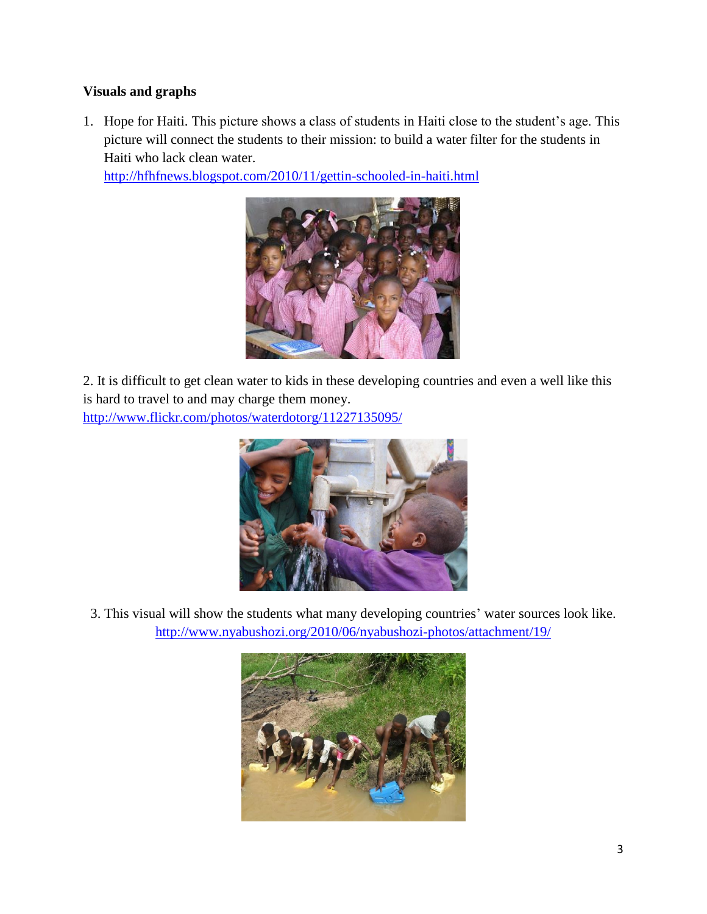**Visuals and graphs**

1. Hope for Haiti. This picture shows a class of students in Haiti close to the student's age. This picture will connect the students to their mission: to build a water filter for the students in Haiti who lack clean water.
   http://hfhfnews.blogspot.com/2010/11/gettin-schooled-in-haiti.html

2. It is difficult to get clean water to kids in these developing countries and even a well like this is hard to travel to and may charge them money.
http://www.flickr.com/photos/waterdotorg/11227135095/

3. This visual will show the students what many developing countries' water sources look like.
http://www.nyabushozi.org/2010/06/nyabushozi-photos/attachment/19/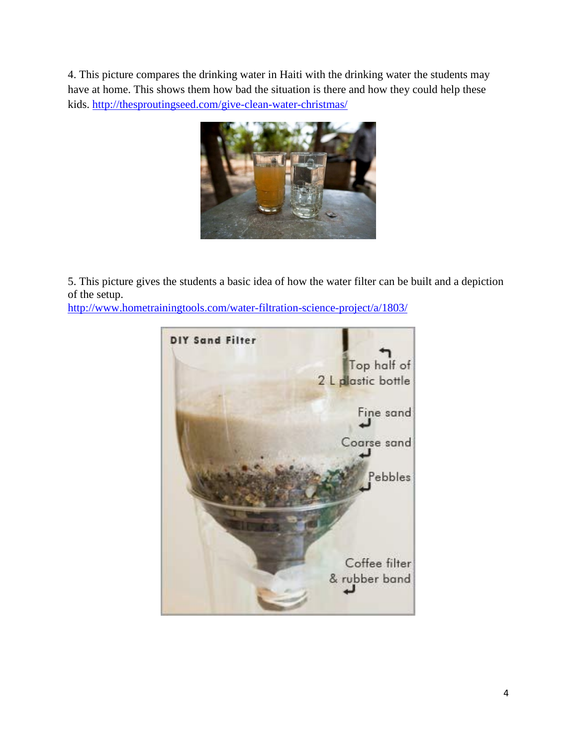4. This picture compares the drinking water in Haiti with the drinking water the students may have at home. This shows them how bad the situation is there and how they could help these kids. http://thesproutingseed.com/give-clean-water-christmas/

5. This picture gives the students a basic idea of how the water filter can be built and a depiction of the setup.
http://www.hometrainingtools.com/water-filtration-science-project/a/1803/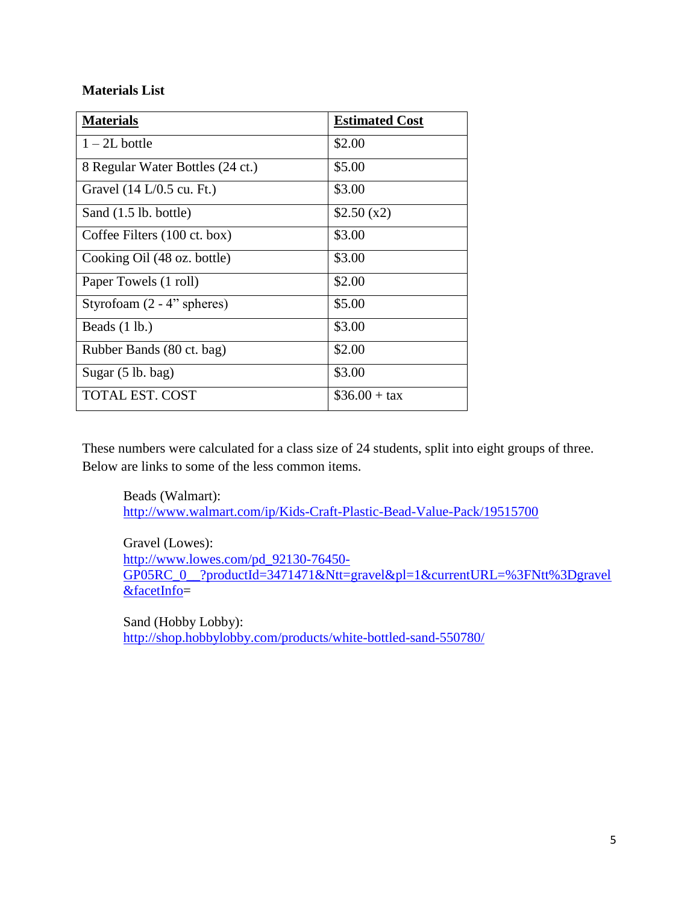**Materials List**

| **Materials** | **Estimated Cost** |
|---|---|
| 1 – 2L bottle | $2.00 |
| 8 Regular Water Bottles (24 ct.) | $5.00 |
| Gravel (14 L/0.5 cu. Ft.) | $3.00 |
| Sand (1.5 lb. bottle) | $2.50 (x2) |
| Coffee Filters (100 ct. box) | $3.00 |
| Cooking Oil (48 oz. bottle) | $3.00 |
| Paper Towels (1 roll) | $2.00 |
| Styrofoam (2 - 4" spheres) | $5.00 |
| Beads (1 lb.) | $3.00 |
| Rubber Bands (80 ct. bag) | $2.00 |
| Sugar (5 lb. bag) | $3.00 |
| TOTAL EST. COST | $36.00 + tax |

These numbers were calculated for a class size of 24 students, split into eight groups of three. Below are links to some of the less common items.

Beads (Walmart):
http://www.walmart.com/ip/Kids-Craft-Plastic-Bead-Value-Pack/19515700

Gravel (Lowes):
http://www.lowes.com/pd_92130-76450-GP05RC_0__?productId=3471471&Ntt=gravel&pl=1&currentURL=%3FNtt%3Dgravel&facetInfo=

Sand (Hobby Lobby):
http://shop.hobbylobby.com/products/white-bottled-sand-550780/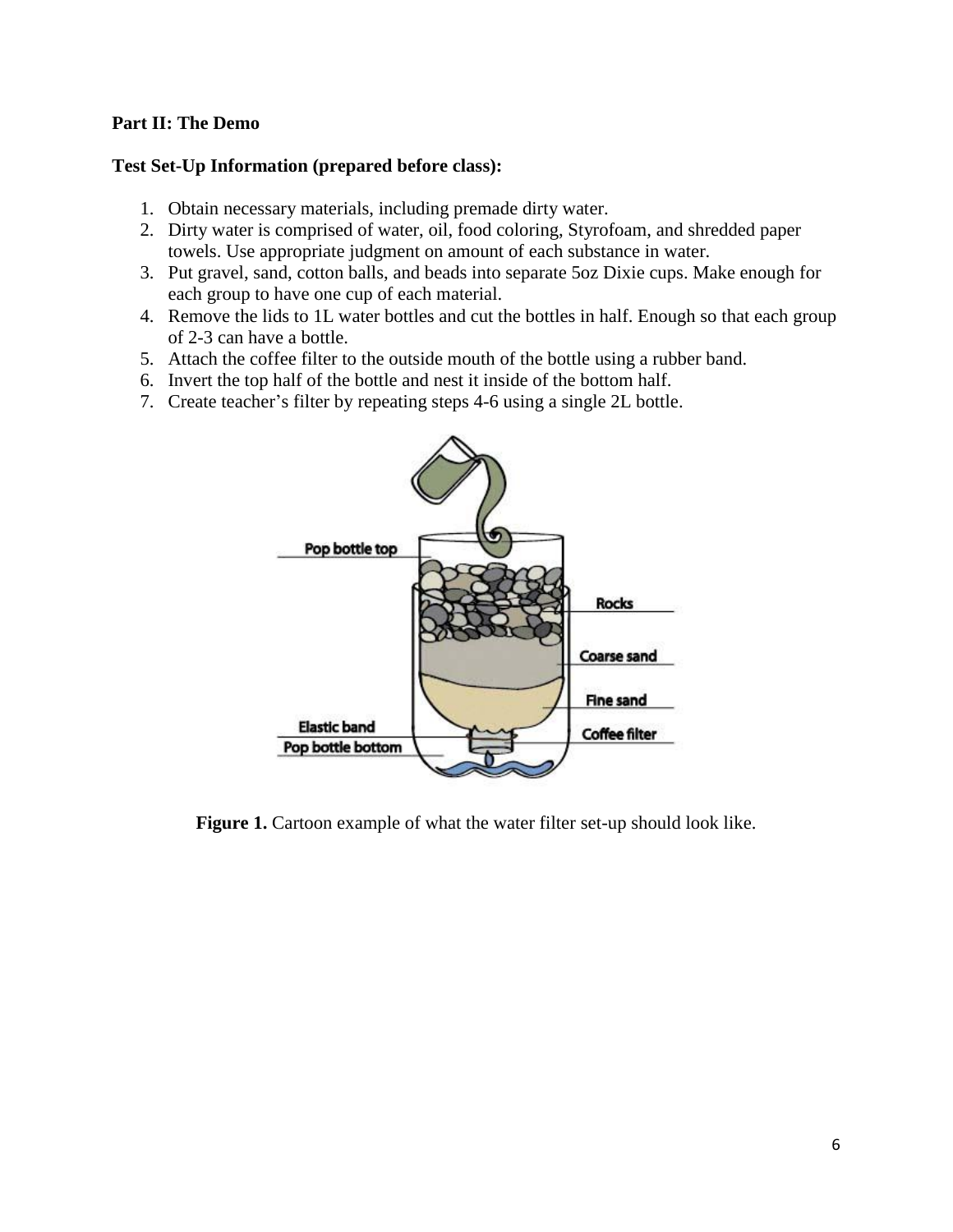**Part II: The Demo**

**Test Set-Up Information (prepared before class):**

1. Obtain necessary materials, including premade dirty water.
2. Dirty water is comprised of water, oil, food coloring, Styrofoam, and shredded paper towels. Use appropriate judgment on amount of each substance in water.
3. Put gravel, sand, cotton balls, and beads into separate 5oz Dixie cups. Make enough for each group to have one cup of each material.
4. Remove the lids to 1L water bottles and cut the bottles in half. Enough so that each group of 2-3 can have a bottle.
5. Attach the coffee filter to the outside mouth of the bottle using a rubber band.
6. Invert the top half of the bottle and nest it inside of the bottom half.
7. Create teacher's filter by repeating steps 4-6 using a single 2L bottle.

**Figure 1.** Cartoon example of what the water filter set-up should look like.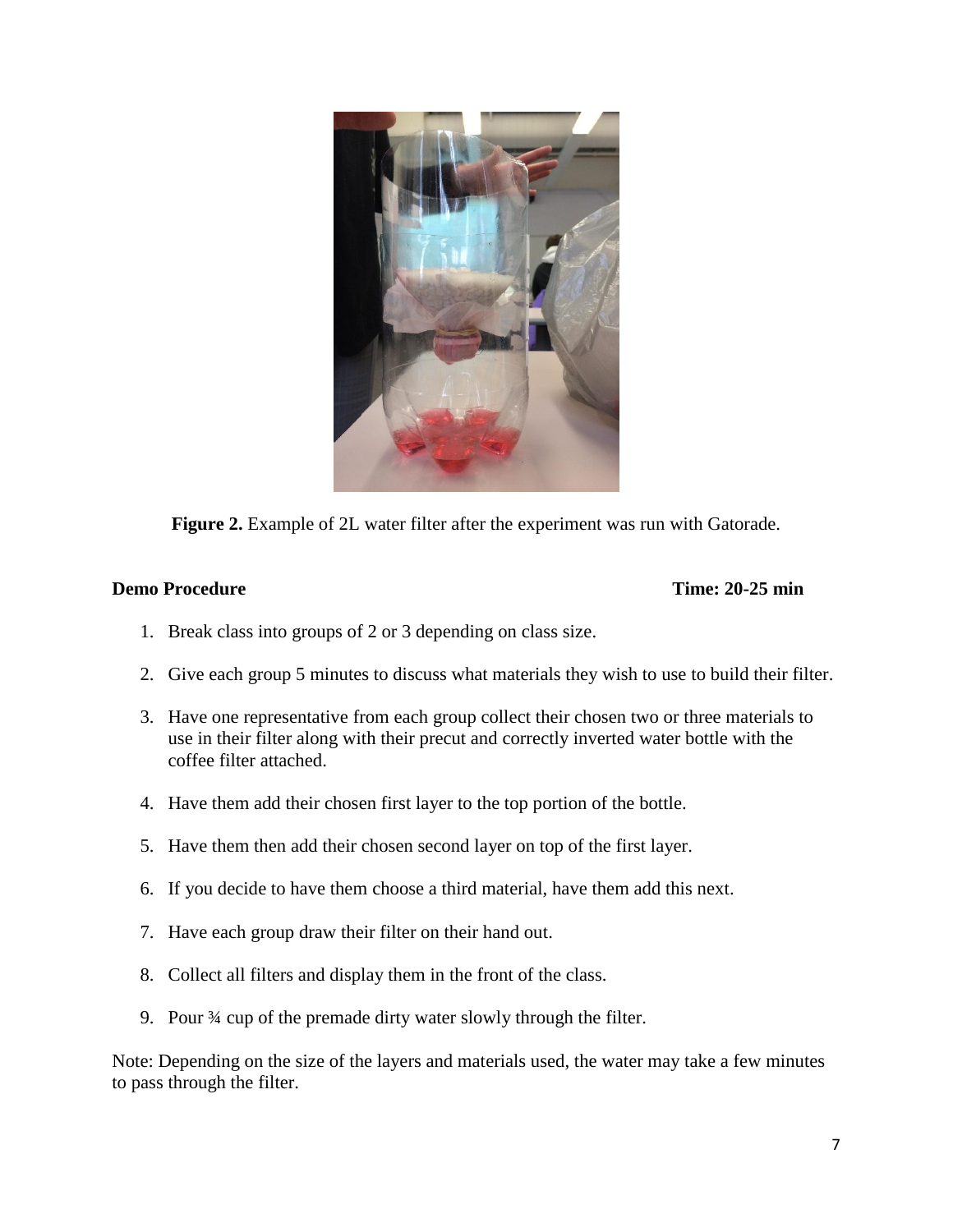**Figure 2.** Example of 2L water filter after the experiment was run with Gatorade.

**Demo Procedure** **Time: 20-25 min**

1. Break class into groups of 2 or 3 depending on class size.
2. Give each group 5 minutes to discuss what materials they wish to use to build their filter.
3. Have one representative from each group collect their chosen two or three materials to use in their filter along with their precut and correctly inverted water bottle with the coffee filter attached.
4. Have them add their chosen first layer to the top portion of the bottle.
5. Have them then add their chosen second layer on top of the first layer.
6. If you decide to have them choose a third material, have them add this next.
7. Have each group draw their filter on their hand out.
8. Collect all filters and display them in the front of the class.
9. Pour ¾ cup of the premade dirty water slowly through the filter.

Note: Depending on the size of the layers and materials used, the water may take a few minutes to pass through the filter.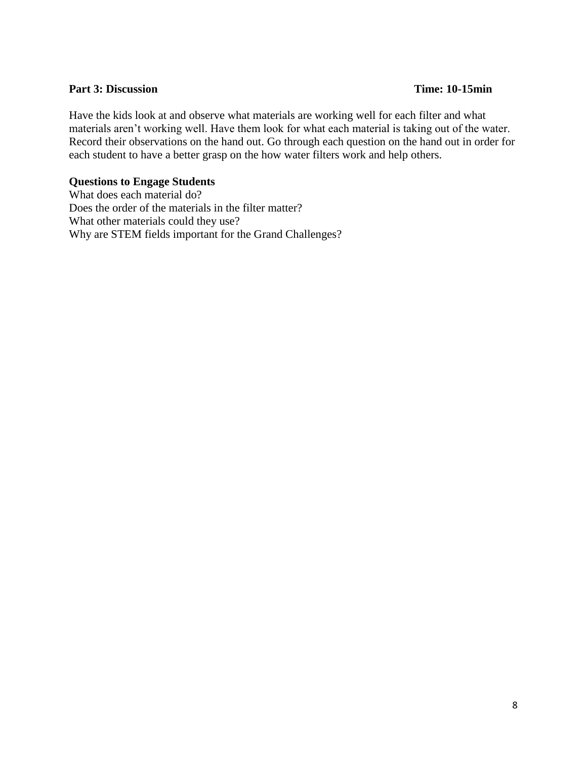**Part 3: Discussion** **Time: 10-15min**

Have the kids look at and observe what materials are working well for each filter and what materials aren't working well. Have them look for what each material is taking out of the water. Record their observations on the hand out. Go through each question on the hand out in order for each student to have a better grasp on the how water filters work and help others.

**Questions to Engage Students**

What does each material do?
Does the order of the materials in the filter matter?
What other materials could they use?
Why are STEM fields important for the Grand Challenges?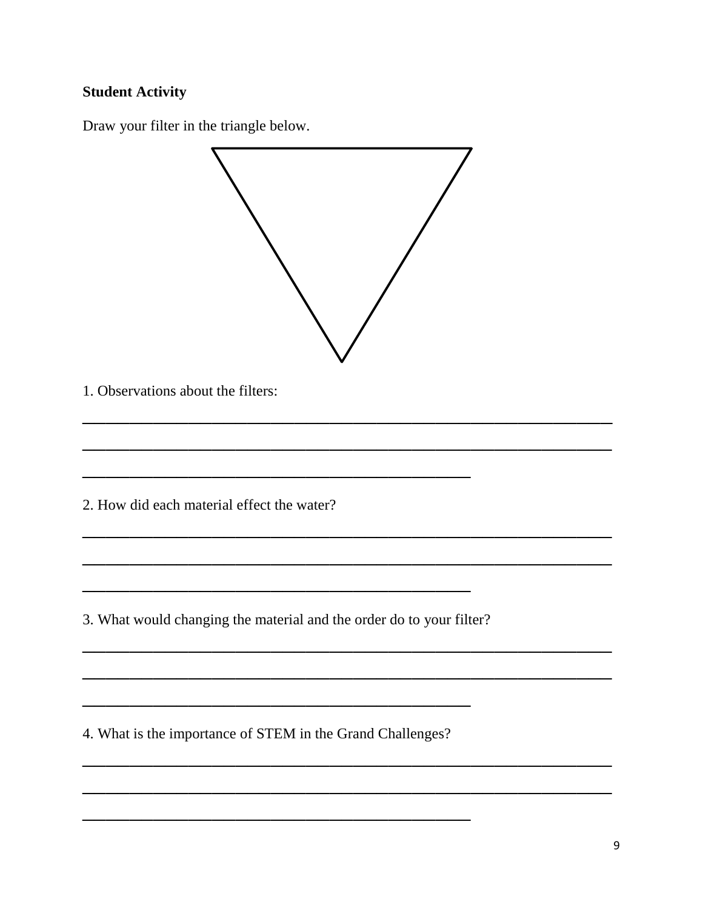**Student Activity**

Draw your filter in the triangle below.

1. Observations about the filters:

________________________________________________________________________

________________________________________________________________________

____________________________________________________

2. How did each material effect the water?

________________________________________________________________________

________________________________________________________________________

____________________________________________________

3. What would changing the material and the order do to your filter?

________________________________________________________________________

________________________________________________________________________

____________________________________________________

4. What is the importance of STEM in the Grand Challenges?

________________________________________________________________________

________________________________________________________________________

____________________________________________________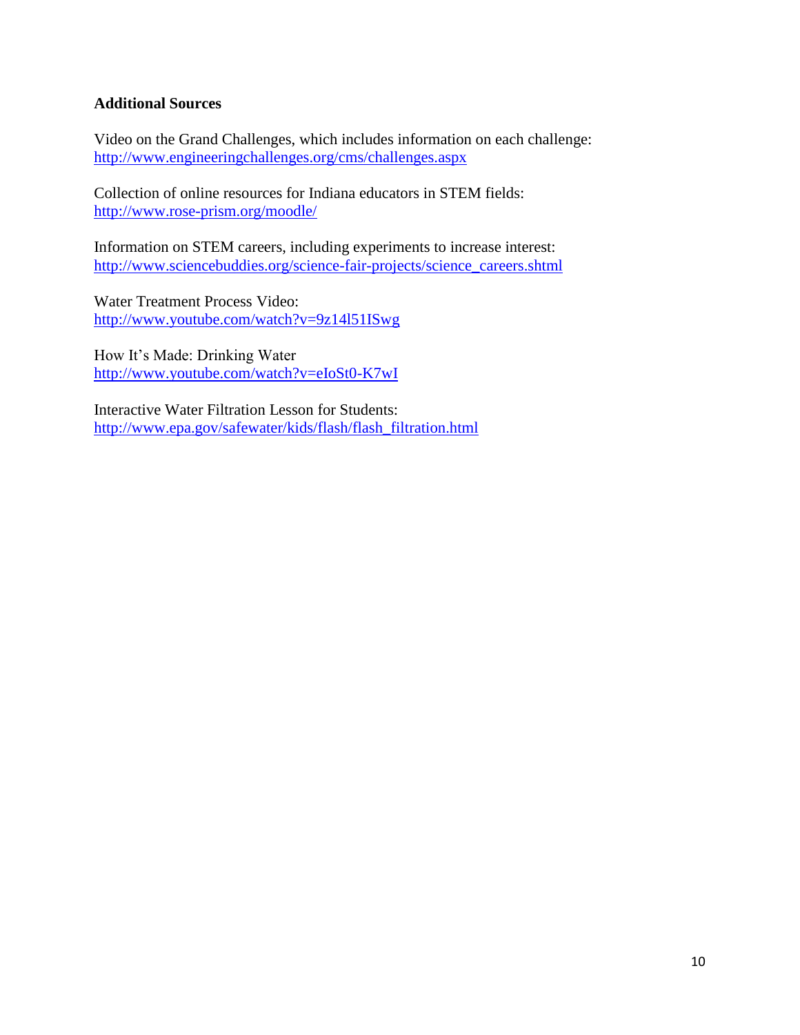**Additional Sources**

Video on the Grand Challenges, which includes information on each challenge:
http://www.engineeringchallenges.org/cms/challenges.aspx

Collection of online resources for Indiana educators in STEM fields:
http://www.rose-prism.org/moodle/

Information on STEM careers, including experiments to increase interest:
http://www.sciencebuddies.org/science-fair-projects/science_careers.shtml

Water Treatment Process Video:
http://www.youtube.com/watch?v=9z14l51ISwg

How It's Made: Drinking Water
http://www.youtube.com/watch?v=eIoSt0-K7wI

Interactive Water Filtration Lesson for Students:
http://www.epa.gov/safewater/kids/flash/flash_filtration.html